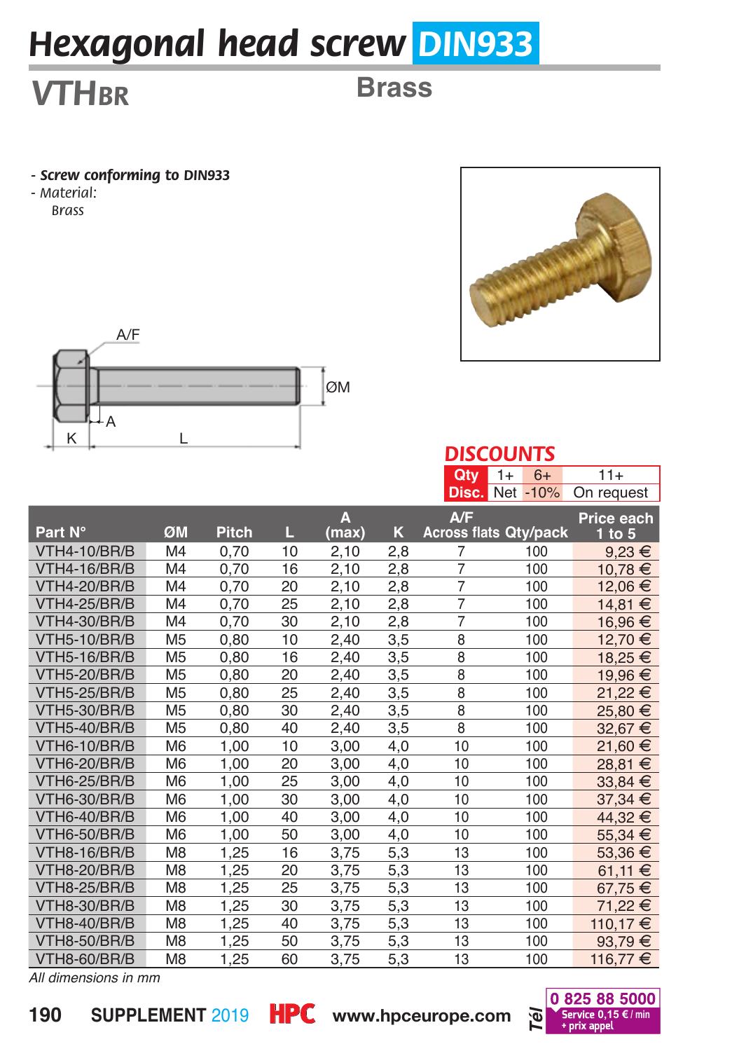# Hexagonal head screw DIN933

## VTHBR

**Brass**

- ***Screw conforming to DIN933***
- *Material:*
  *Brass*

A/F

ØM

A

K

L

**DISCOUNTS**

| Qty | 1+ | 6+ | 11+ |
|---|---|---|---|
| Disc. | Net | -10% | On request |

| Part N° | ØM | Pitch | L | A (max) | K | A/F Across flats | Qty/pack | Price each 1 to 5 |
|---|---|---|---|---|---|---|---|---|
| VTH4-10/BR/B | M4 | 0,70 | 10 | 2,10 | 2,8 | 7 | 100 | 9,23 € |
| VTH4-16/BR/B | M4 | 0,70 | 16 | 2,10 | 2,8 | 7 | 100 | 10,78 € |
| VTH4-20/BR/B | M4 | 0,70 | 20 | 2,10 | 2,8 | 7 | 100 | 12,06 € |
| VTH4-25/BR/B | M4 | 0,70 | 25 | 2,10 | 2,8 | 7 | 100 | 14,81 € |
| VTH4-30/BR/B | M4 | 0,70 | 30 | 2,10 | 2,8 | 7 | 100 | 16,96 € |
| VTH5-10/BR/B | M5 | 0,80 | 10 | 2,40 | 3,5 | 8 | 100 | 12,70 € |
| VTH5-16/BR/B | M5 | 0,80 | 16 | 2,40 | 3,5 | 8 | 100 | 18,25 € |
| VTH5-20/BR/B | M5 | 0,80 | 20 | 2,40 | 3,5 | 8 | 100 | 19,96 € |
| VTH5-25/BR/B | M5 | 0,80 | 25 | 2,40 | 3,5 | 8 | 100 | 21,22 € |
| VTH5-30/BR/B | M5 | 0,80 | 30 | 2,40 | 3,5 | 8 | 100 | 25,80 € |
| VTH5-40/BR/B | M5 | 0,80 | 40 | 2,40 | 3,5 | 8 | 100 | 32,67 € |
| VTH6-10/BR/B | M6 | 1,00 | 10 | 3,00 | 4,0 | 10 | 100 | 21,60 € |
| VTH6-20/BR/B | M6 | 1,00 | 20 | 3,00 | 4,0 | 10 | 100 | 28,81 € |
| VTH6-25/BR/B | M6 | 1,00 | 25 | 3,00 | 4,0 | 10 | 100 | 33,84 € |
| VTH6-30/BR/B | M6 | 1,00 | 30 | 3,00 | 4,0 | 10 | 100 | 37,34 € |
| VTH6-40/BR/B | M6 | 1,00 | 40 | 3,00 | 4,0 | 10 | 100 | 44,32 € |
| VTH6-50/BR/B | M6 | 1,00 | 50 | 3,00 | 4,0 | 10 | 100 | 55,34 € |
| VTH8-16/BR/B | M8 | 1,25 | 16 | 3,75 | 5,3 | 13 | 100 | 53,36 € |
| VTH8-20/BR/B | M8 | 1,25 | 20 | 3,75 | 5,3 | 13 | 100 | 61,11 € |
| VTH8-25/BR/B | M8 | 1,25 | 25 | 3,75 | 5,3 | 13 | 100 | 67,75 € |
| VTH8-30/BR/B | M8 | 1,25 | 30 | 3,75 | 5,3 | 13 | 100 | 71,22 € |
| VTH8-40/BR/B | M8 | 1,25 | 40 | 3,75 | 5,3 | 13 | 100 | 110,17 € |
| VTH8-50/BR/B | M8 | 1,25 | 50 | 3,75 | 5,3 | 13 | 100 | 93,79 € |
| VTH8-60/BR/B | M8 | 1,25 | 60 | 3,75 | 5,3 | 13 | 100 | 116,77 € |

*All dimensions in mm*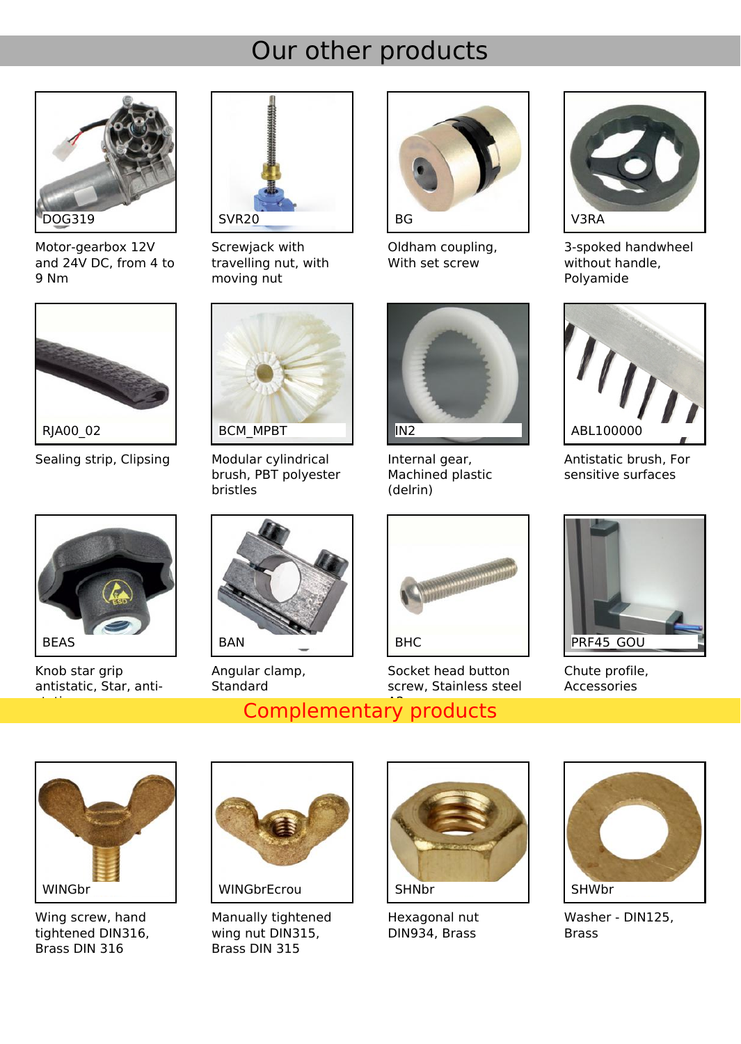# Our other products

DOG319

Motor-gearbox 12V and 24V DC, from 4 to 9 Nm

SVR20

Screwjack with travelling nut, with moving nut

BG

Oldham coupling, With set screw

V3RA

3-spoked handwheel without handle, Polyamide

RJA00_02

Sealing strip, Clipsing

BCM_MPBT

Modular cylindrical brush, PBT polyester bristles

IN2

Internal gear, Machined plastic (delrin)

ABL100000

Antistatic brush, For sensitive surfaces

BEAS

Knob star grip antistatic, Star, anti-

BAN

Angular clamp, Standard

BHC

Socket head button screw, Stainless steel

PRF45_GOU

Chute profile, Accessories

# Complementary products

WINGbr

Wing screw, hand tightened DIN316, Brass DIN 316

WINGbrEcrou

Manually tightened wing nut DIN315, Brass DIN 315

SHNbr

Hexagonal nut DIN934, Brass

SHWbr

Washer - DIN125, Brass